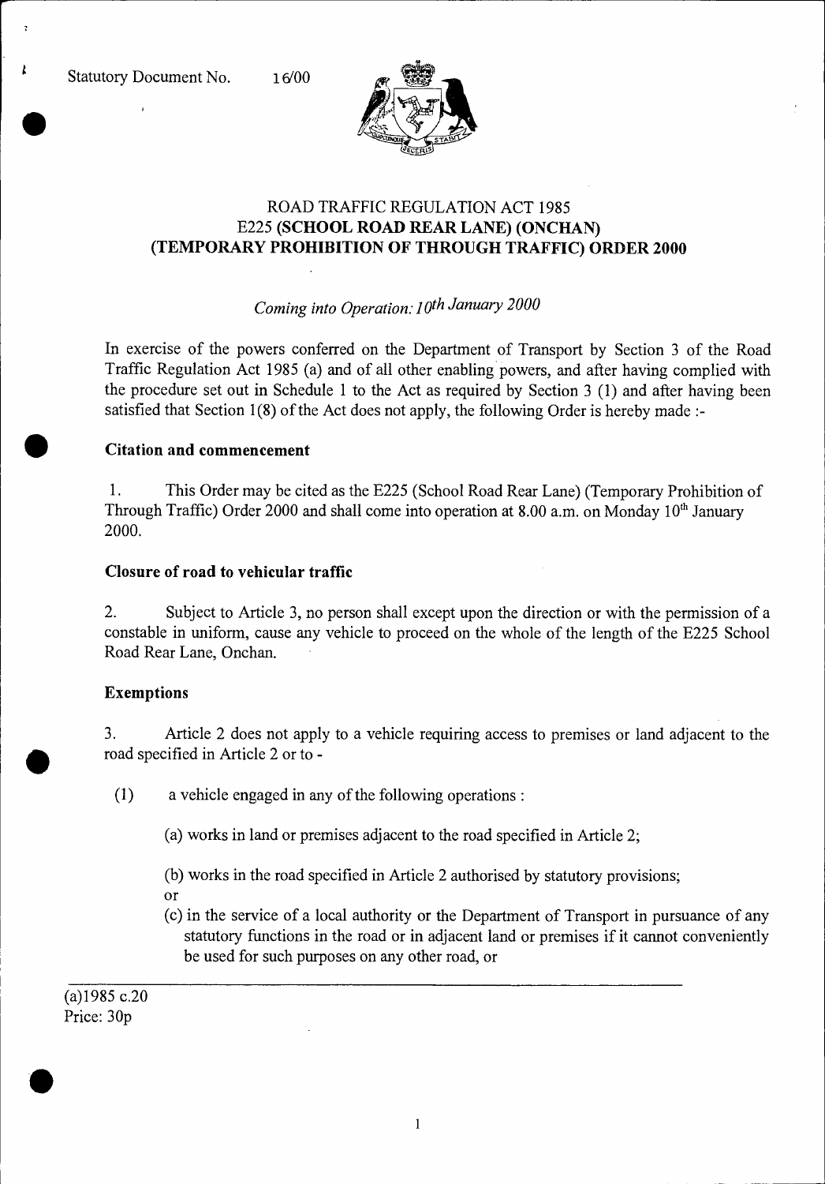Statutory Document No. 16/00

# ROAD TRAFFIC REGULATION ACT 1985
# E225 (SCHOOL ROAD REAR LANE) (ONCHAN) (TEMPORARY PROHIBITION OF THROUGH TRAFFIC) ORDER 2000

*Coming into Operation: 10th January 2000*

In exercise of the powers conferred on the Department of Transport by Section 3 of the Road Traffic Regulation Act 1985 (a) and of all other enabling powers, and after having complied with the procedure set out in Schedule 1 to the Act as required by Section 3 (1) and after having been satisfied that Section 1(8) of the Act does not apply, the following Order is hereby made :-

### Citation and commencement

1. This Order may be cited as the E225 (School Road Rear Lane) (Temporary Prohibition of Through Traffic) Order 2000 and shall come into operation at 8.00 a.m. on Monday 10th January 2000.

### Closure of road to vehicular traffic

2. Subject to Article 3, no person shall except upon the direction or with the permission of a constable in uniform, cause any vehicle to proceed on the whole of the length of the E225 School Road Rear Lane, Onchan.

### Exemptions

3. Article 2 does not apply to a vehicle requiring access to premises or land adjacent to the road specified in Article 2 or to -

(1) a vehicle engaged in any of the following operations :

(a) works in land or premises adjacent to the road specified in Article 2;

(b) works in the road specified in Article 2 authorised by statutory provisions;

or

(c) in the service of a local authority or the Department of Transport in pursuance of any statutory functions in the road or in adjacent land or premises if it cannot conveniently be used for such purposes on any other road, or

---

(a)1985 c.20

Price: 30p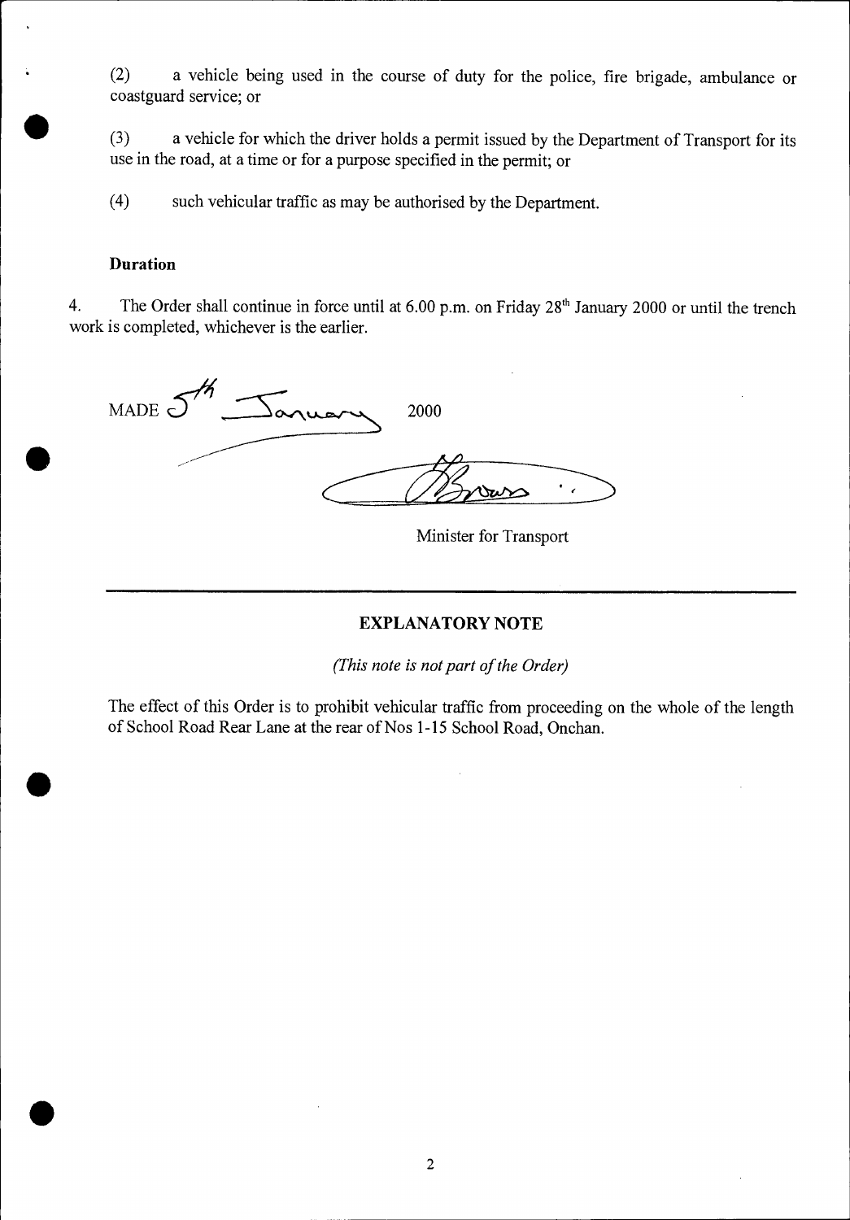(2) a vehicle being used in the course of duty for the police, fire brigade, ambulance or coastguard service; or

(3) a vehicle for which the driver holds a permit issued by the Department of Transport for its use in the road, at a time or for a purpose specified in the permit; or

(4) such vehicular traffic as may be authorised by the Department.

**Duration**

4. The Order shall continue in force until at 6.00 p.m. on Friday 28th January 2000 or until the trench work is completed, whichever is the earlier.

MADE 5th January 2000

Minister for Transport

---

**EXPLANATORY NOTE**

*(This note is not part of the Order)*

The effect of this Order is to prohibit vehicular traffic from proceeding on the whole of the length of School Road Rear Lane at the rear of Nos 1-15 School Road, Onchan.